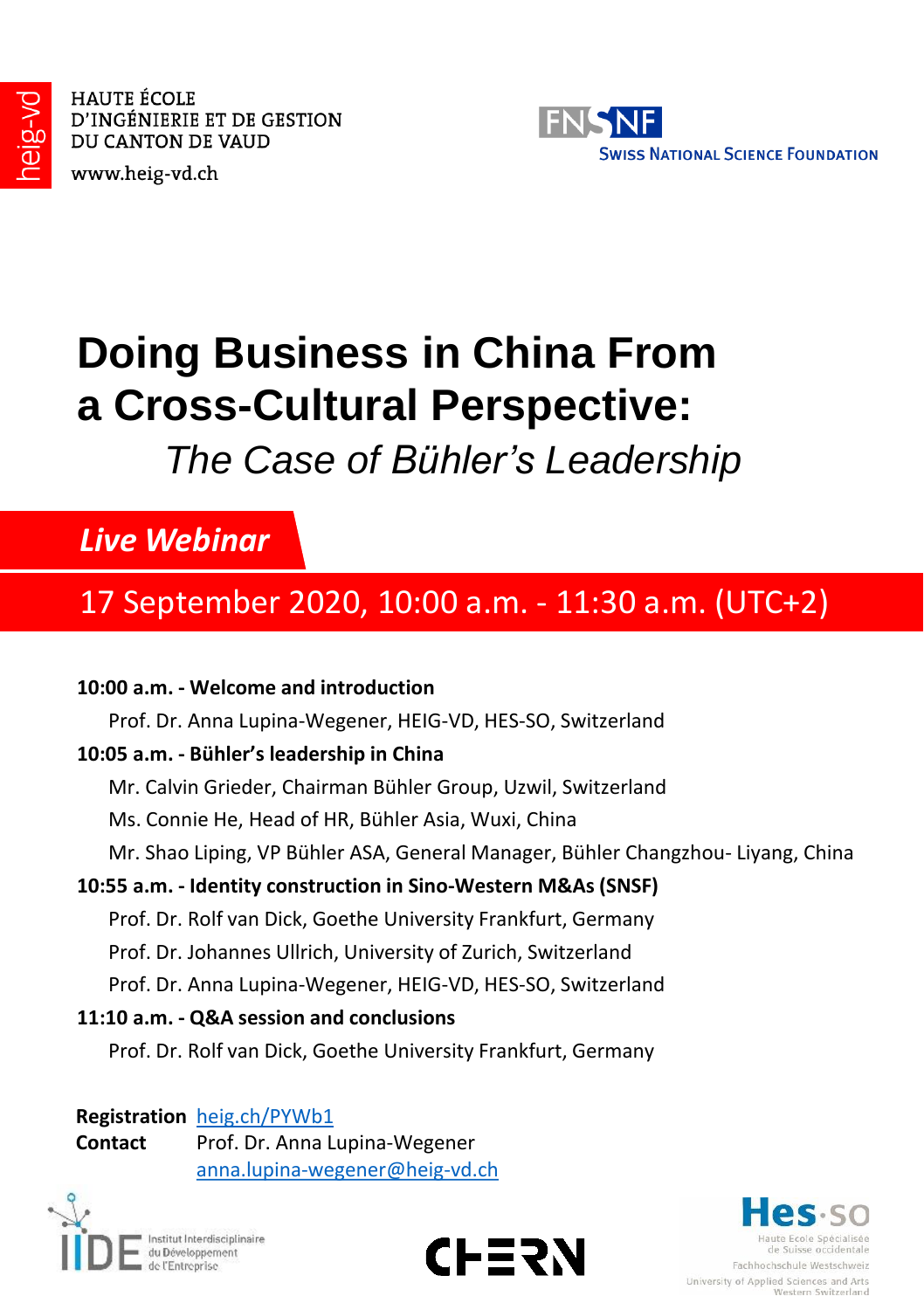HAUTE ÉCOLE
D'INGÉNIERIE ET DE GESTION
DU CANTON DE VAUD
www.heig-vd.ch

FNSNF
SWISS NATIONAL SCIENCE FOUNDATION

# Doing Business in China From a Cross-Cultural Perspective:

## *The Case of Bühler's Leadership*

***Live Webinar***

## 17 September 2020, 10:00 a.m. - 11:30 a.m. (UTC+2)

**10:00 a.m. - Welcome and introduction**

Prof. Dr. Anna Lupina-Wegener, HEIG-VD, HES-SO, Switzerland

**10:05 a.m. - Bühler's leadership in China**

Mr. Calvin Grieder, Chairman Bühler Group, Uzwil, Switzerland

Ms. Connie He, Head of HR, Bühler Asia, Wuxi, China

Mr. Shao Liping, VP Bühler ASA, General Manager, Bühler Changzhou- Liyang, China

**10:55 a.m. - Identity construction in Sino-Western M&As (SNSF)**

Prof. Dr. Rolf van Dick, Goethe University Frankfurt, Germany

Prof. Dr. Johannes Ullrich, University of Zurich, Switzerland

Prof. Dr. Anna Lupina-Wegener, HEIG-VD, HES-SO, Switzerland

**11:10 a.m. - Q&A session and conclusions**

Prof. Dr. Rolf van Dick, Goethe University Frankfurt, Germany

**Registration** heig.ch/PYWb1

**Contact** Prof. Dr. Anna Lupina-Wegener
anna.lupina-wegener@heig-vd.ch

IIDE Institut Interdisciplinaire du Développement de l'Entreprise

CHERN

Hes·so
Haute Ecole Spécialisée de Suisse occidentale
Fachhochschule Westschweiz
University of Applied Sciences and Arts Western Switzerland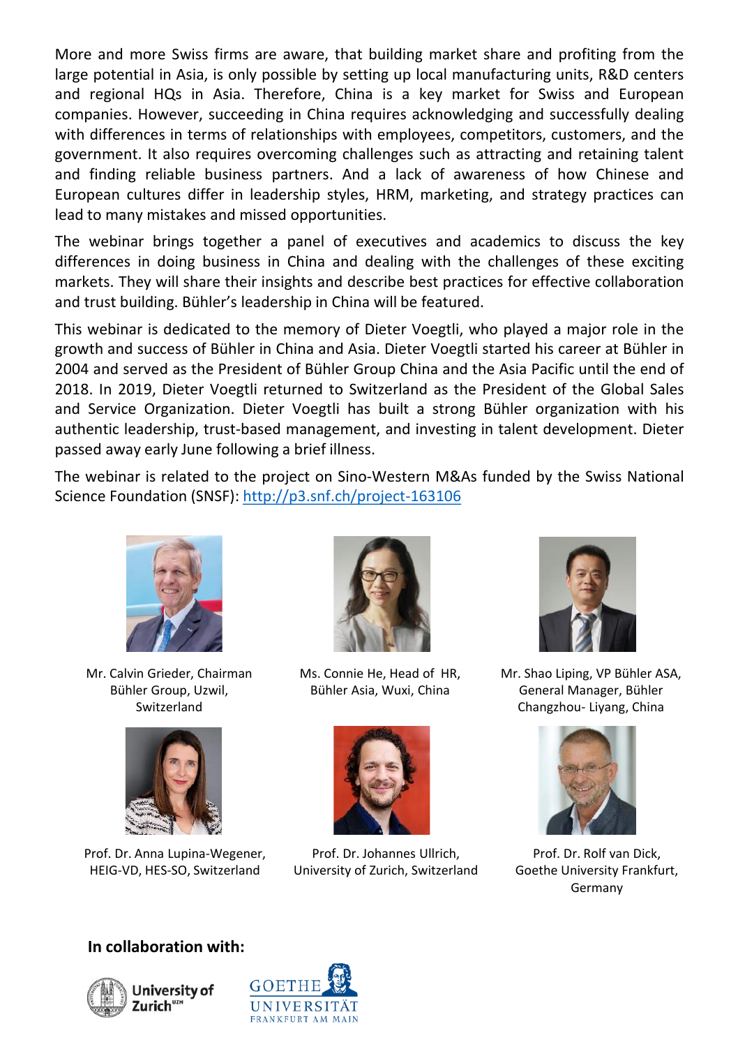More and more Swiss firms are aware, that building market share and profiting from the large potential in Asia, is only possible by setting up local manufacturing units, R&D centers and regional HQs in Asia. Therefore, China is a key market for Swiss and European companies. However, succeeding in China requires acknowledging and successfully dealing with differences in terms of relationships with employees, competitors, customers, and the government. It also requires overcoming challenges such as attracting and retaining talent and finding reliable business partners. And a lack of awareness of how Chinese and European cultures differ in leadership styles, HRM, marketing, and strategy practices can lead to many mistakes and missed opportunities.

The webinar brings together a panel of executives and academics to discuss the key differences in doing business in China and dealing with the challenges of these exciting markets. They will share their insights and describe best practices for effective collaboration and trust building. Bühler's leadership in China will be featured.

This webinar is dedicated to the memory of Dieter Voegtli, who played a major role in the growth and success of Bühler in China and Asia. Dieter Voegtli started his career at Bühler in 2004 and served as the President of Bühler Group China and the Asia Pacific until the end of 2018. In 2019, Dieter Voegtli returned to Switzerland as the President of the Global Sales and Service Organization. Dieter Voegtli has built a strong Bühler organization with his authentic leadership, trust-based management, and investing in talent development. Dieter passed away early June following a brief illness.

The webinar is related to the project on Sino-Western M&As funded by the Swiss National Science Foundation (SNSF): [http://p3.snf.ch/project-163106](http://p3.snf.ch/project-163106)

Mr. Calvin Grieder, Chairman Bühler Group, Uzwil, Switzerland

Ms. Connie He, Head of HR, Bühler Asia, Wuxi, China

Mr. Shao Liping, VP Bühler ASA, General Manager, Bühler Changzhou- Liyang, China

Prof. Dr. Anna Lupina-Wegener, HEIG-VD, HES-SO, Switzerland

Prof. Dr. Johannes Ullrich, University of Zurich, Switzerland

Prof. Dr. Rolf van Dick, Goethe University Frankfurt, Germany

**In collaboration with:**

University of Zurich[UZH]

GOETHE UNIVERSITÄT FRANKFURT AM MAIN